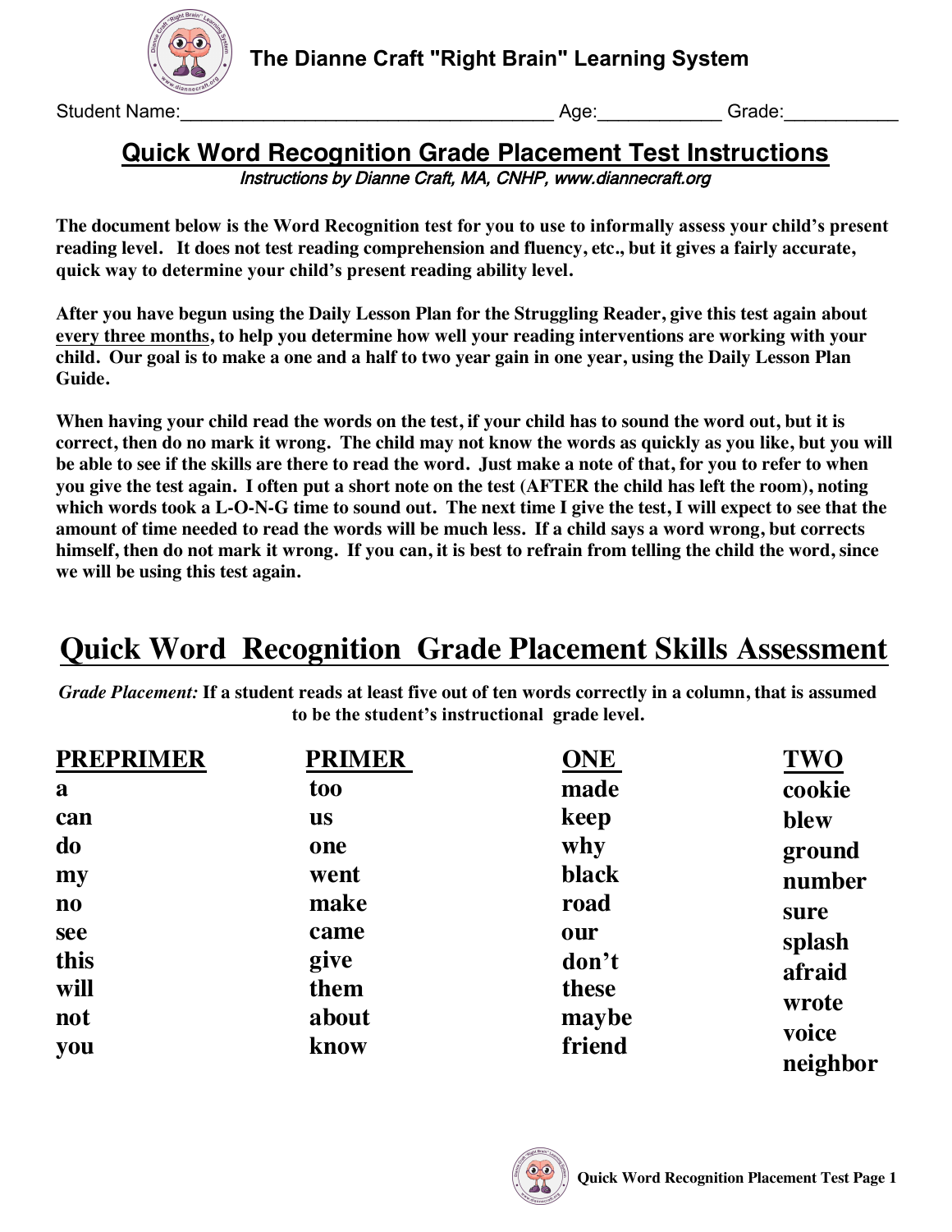# The Dianne Craft "Right Brain" Learning System

Student Name:\_\_\_\_\_\_\_\_\_\_\_\_\_\_\_\_\_\_\_\_\_\_\_\_\_\_\_\_\_\_\_\_\_\_\_ Age:\_\_\_\_\_\_\_\_\_\_ Grade:\_\_\_\_\_\_\_\_\_\_

## Quick Word Recognition Grade Placement Test Instructions

*Instructions by Dianne Craft, MA, CNHP, www.diannecraft.org*

**The document below is the Word Recognition test for you to use to informally assess your child's present reading level. It does not test reading comprehension and fluency, etc., but it gives a fairly accurate, quick way to determine your child's present reading ability level.**

**After you have begun using the Daily Lesson Plan for the Struggling Reader, give this test again about every three months, to help you determine how well your reading interventions are working with your child. Our goal is to make a one and a half to two year gain in one year, using the Daily Lesson Plan Guide.**

**When having your child read the words on the test, if your child has to sound the word out, but it is correct, then do no mark it wrong. The child may not know the words as quickly as you like, but you will be able to see if the skills are there to read the word. Just make a note of that, for you to refer to when you give the test again. I often put a short note on the test (AFTER the child has left the room), noting which words took a L-O-N-G time to sound out. The next time I give the test, I will expect to see that the amount of time needed to read the words will be much less. If a child says a word wrong, but corrects himself, then do not mark it wrong. If you can, it is best to refrain from telling the child the word, since we will be using this test again.**

## Quick Word Recognition Grade Placement Skills Assessment

***Grade Placement:*** **If a student reads at least five out of ten words correctly in a column, that is assumed to be the student's instructional grade level.**

| PREPRIMER | PRIMER | ONE | TWO |
|---|---|---|---|
| a | too | made | cookie |
| can | us | keep | blew |
| do | one | why | ground |
| my | went | black | number |
| no | make | road | sure |
| see | came | our | splash |
| this | give | don't | afraid |
| will | them | these | wrote |
| not | about | maybe | voice |
| you | know | friend | neighbor |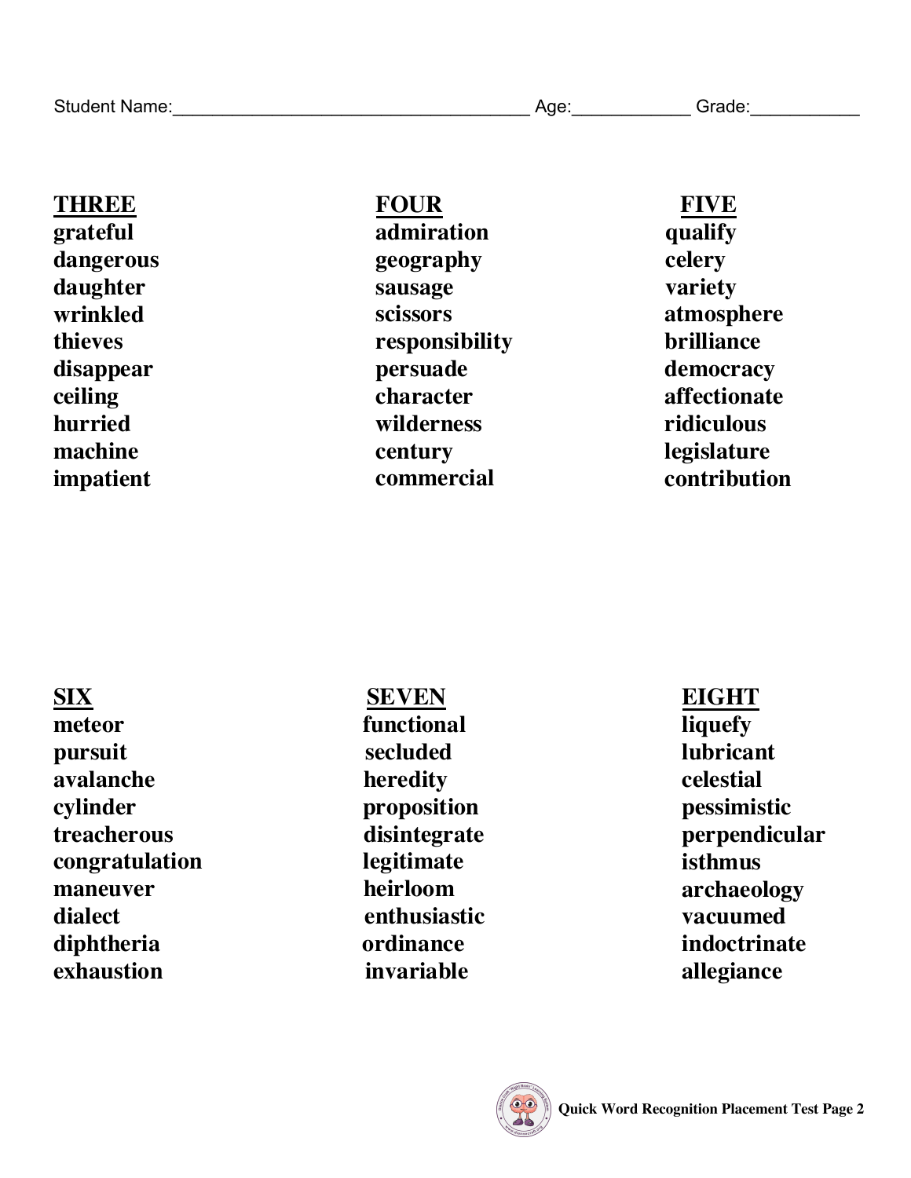Student Name:_________________________ Age:__________ Grade:__________

**THREE**

grateful
dangerous
daughter
wrinkled
thieves
disappear
ceiling
hurried
machine
impatient

**FOUR**

admiration
geography
sausage
scissors
responsibility
persuade
character
wilderness
century
commercial

**FIVE**

qualify
celery
variety
atmosphere
brilliance
democracy
affectionate
ridiculous
legislature
contribution

**SIX**

meteor
pursuit
avalanche
cylinder
treacherous
congratulation
maneuver
dialect
diphtheria
exhaustion

**SEVEN**

functional
secluded
heredity
proposition
disintegrate
legitimate
heirloom
enthusiastic
ordinance
invariable

**EIGHT**

liquefy
lubricant
celestial
pessimistic
perpendicular
isthmus
archaeology
vacuumed
indoctrinate
allegiance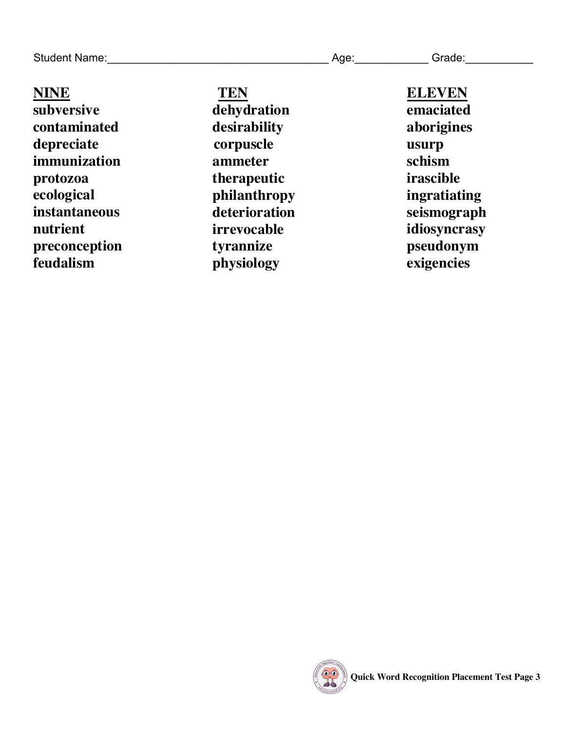Student Name:____________________________________ Age:___________ Grade:___________

| NINE | TEN | ELEVEN |
| --- | --- | --- |
| subversive | dehydration | emaciated |
| contaminated | desirability | aborigines |
| depreciate | corpuscle | usurp |
| immunization | ammeter | schism |
| protozoa | therapeutic | irascible |
| ecological | philanthropy | ingratiating |
| instantaneous | deterioration | seismograph |
| nutrient | irrevocable | idiosyncrasy |
| preconception | tyrannize | pseudonym |
| feudalism | physiology | exigencies |

Quick Word Recognition Placement Test Page 3